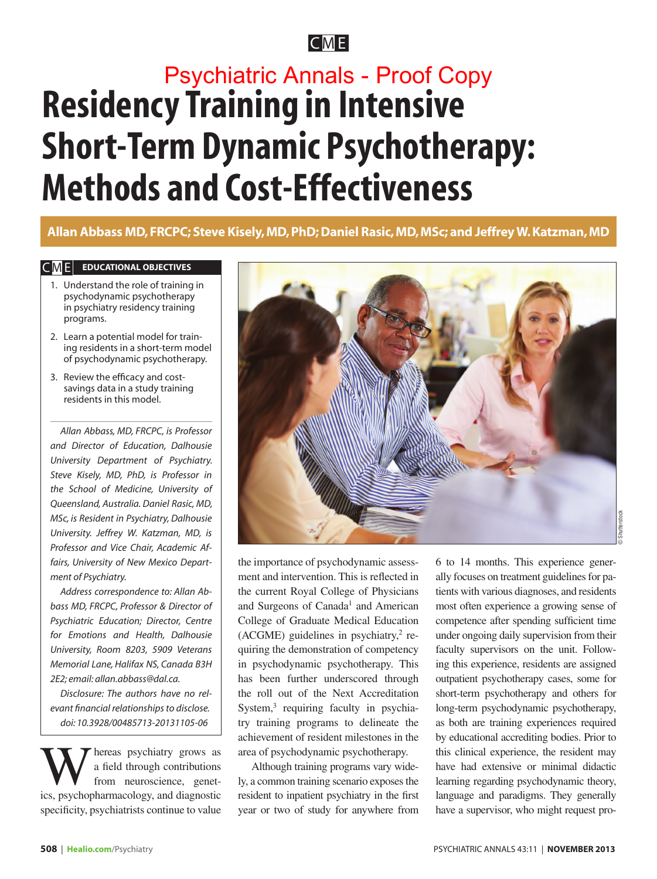CME

Psychiatric Annals - Proof Copy

# Residency Training in Intensive Short-Term Dynamic Psychotherapy: Methods and Cost-Effectiveness

**Allan Abbass MD, FRCPC; Steve Kisely, MD, PhD; Daniel Rasic, MD, MSc; and Jeffrey W. Katzman, MD**

**CME EDUCATIONAL OBJECTIVES**

1. Understand the role of training in psychodynamic psychotherapy in psychiatry residency training programs.
2. Learn a potential model for training residents in a short-term model of psychodynamic psychotherapy.
3. Review the efficacy and cost-savings data in a study training residents in this model.

*Allan Abbass, MD, FRCPC, is Professor and Director of Education, Dalhousie University Department of Psychiatry. Steve Kisely, MD, PhD, is Professor in the School of Medicine, University of Queensland, Australia. Daniel Rasic, MD, MSc, is Resident in Psychiatry, Dalhousie University. Jeffrey W. Katzman, MD, is Professor and Vice Chair, Academic Affairs, University of New Mexico Department of Psychiatry.*

*Address correspondence to: Allan Abbass MD, FRCPC, Professor & Director of Psychiatric Education; Director, Centre for Emotions and Health, Dalhousie University, Room 8203, 5909 Veterans Memorial Lane, Halifax NS, Canada B3H 2E2; email: allan.abbass@dal.ca.*

*Disclosure: The authors have no relevant financial relationships to disclose.*

*doi: 10.3928/00485713-20131105-06*

Whereas psychiatry grows as a field through contributions from neuroscience, genetics, psychopharmacology, and diagnostic specificity, psychiatrists continue to value the importance of psychodynamic assessment and intervention. This is reflected in the current Royal College of Physicians and Surgeons of Canada[1] and American College of Graduate Medical Education (ACGME) guidelines in psychiatry,[2] requiring the demonstration of competency in psychodynamic psychotherapy. This has been further underscored through the roll out of the Next Accreditation System,[3] requiring faculty in psychiatry training programs to delineate the achievement of resident milestones in the area of psychodynamic psychotherapy.

Although training programs vary widely, a common training scenario exposes the resident to inpatient psychiatry in the first year or two of study for anywhere from 6 to 14 months. This experience generally focuses on treatment guidelines for patients with various diagnoses, and residents most often experience a growing sense of competence after spending sufficient time under ongoing daily supervision from their faculty supervisors on the unit. Following this experience, residents are assigned outpatient psychotherapy cases, some for short-term psychotherapy and others for long-term psychodynamic psychotherapy, as both are training experiences required by educational accrediting bodies. Prior to this clinical experience, the resident may have had extensive or minimal didactic learning regarding psychodynamic theory, language and paradigms. They generally have a supervisor, who might request pro-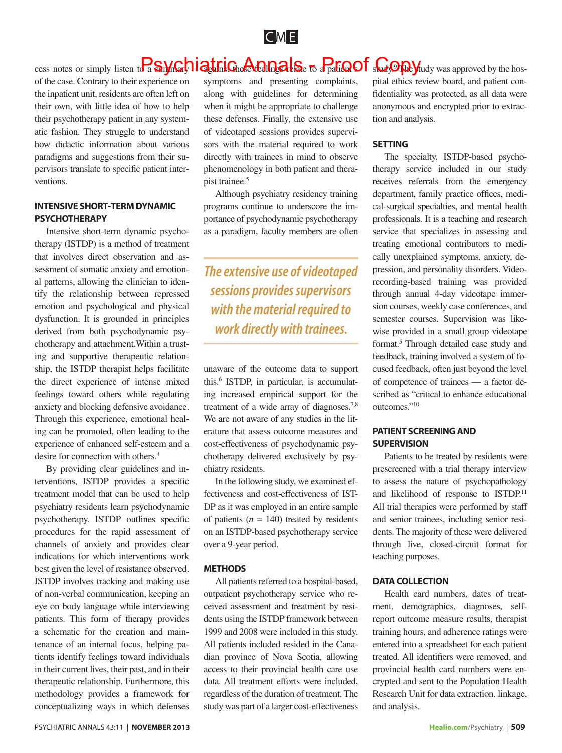cess notes or simply listen to a summary of the case. Contrary to their experience on the inpatient unit, residents are often left on their own, with little idea of how to help their psychotherapy patient in any systematic fashion. They struggle to understand how didactic information about various paradigms and suggestions from their supervisors translate to specific patient interventions.

## INTENSIVE SHORT-TERM DYNAMIC PSYCHOTHERAPY

Intensive short-term dynamic psychotherapy (ISTDP) is a method of treatment that involves direct observation and assessment of somatic anxiety and emotional patterns, allowing the clinician to identify the relationship between repressed emotion and psychological and physical dysfunction. It is grounded in principles derived from both psychodynamic psychotherapy and attachment.Within a trusting and supportive therapeutic relationship, the ISTDP therapist helps facilitate the direct experience of intense mixed feelings toward others while regulating anxiety and blocking defensive avoidance. Through this experience, emotional healing can be promoted, often leading to the experience of enhanced self-esteem and a desire for connection with others.[4]

By providing clear guidelines and interventions, ISTDP provides a specific treatment model that can be used to help psychiatry residents learn psychodynamic psychotherapy. ISTDP outlines specific procedures for the rapid assessment of channels of anxiety and provides clear indications for which interventions work best given the level of resistance observed. ISTDP involves tracking and making use of non-verbal communication, keeping an eye on body language while interviewing patients. This form of therapy provides a schematic for the creation and maintenance of an internal focus, helping patients identify feelings toward individuals in their current lives, their past, and in their therapeutic relationship. Furthermore, this methodology provides a framework for conceptualizing ways in which defenses against these feelings relate to a patient's symptoms and presenting complaints, along with guidelines for determining when it might be appropriate to challenge these defenses. Finally, the extensive use of videotaped sessions provides supervisors with the material required to work directly with trainees in mind to observe phenomenology in both patient and therapist trainee.[5]

Although psychiatry residency training programs continue to underscore the importance of psychodynamic psychotherapy as a paradigm, faculty members are often unaware of the outcome data to support this.[6] ISTDP, in particular, is accumulating increased empirical support for the treatment of a wide array of diagnoses.[7,8] We are not aware of any studies in the literature that assess outcome measures and cost-effectiveness of psychodynamic psychotherapy delivered exclusively by psychiatry residents.

*The extensive use of videotaped sessions provides supervisors with the material required to work directly with trainees.*

In the following study, we examined effectiveness and cost-effectiveness of ISTDP as it was employed in an entire sample of patients ($n$ = 140) treated by residents on an ISTDP-based psychotherapy service over a 9-year period.

## METHODS

All patients referred to a hospital-based, outpatient psychotherapy service who received assessment and treatment by residents using the ISTDP framework between 1999 and 2008 were included in this study. All patients included resided in the Canadian province of Nova Scotia, allowing access to their provincial health care use data. All treatment efforts were included, regardless of the duration of treatment. The study was part of a larger cost-effectiveness study.[9] The study was approved by the hospital ethics review board, and patient confidentiality was protected, as all data were anonymous and encrypted prior to extraction and analysis.

## SETTING

The specialty, ISTDP-based psychotherapy service included in our study receives referrals from the emergency department, family practice offices, medical-surgical specialties, and mental health professionals. It is a teaching and research service that specializes in assessing and treating emotional contributors to medically unexplained symptoms, anxiety, depression, and personality disorders. Videorecording-based training was provided through annual 4-day videotape immersion courses, weekly case conferences, and semester courses. Supervision was likewise provided in a small group videotape format.[5] Through detailed case study and feedback, training involved a system of focused feedback, often just beyond the level of competence of trainees — a factor described as "critical to enhance educational outcomes."[10]

## PATIENT SCREENING AND SUPERVISION

Patients to be treated by residents were prescreened with a trial therapy interview to assess the nature of psychopathology and likelihood of response to ISTDP.[11] All trial therapies were performed by staff and senior trainees, including senior residents. The majority of these were delivered through live, closed-circuit format for teaching purposes.

## DATA COLLECTION

Health card numbers, dates of treatment, demographics, diagnoses, self-report outcome measure results, therapist training hours, and adherence ratings were entered into a spreadsheet for each patient treated. All identifiers were removed, and provincial health card numbers were encrypted and sent to the Population Health Research Unit for data extraction, linkage, and analysis.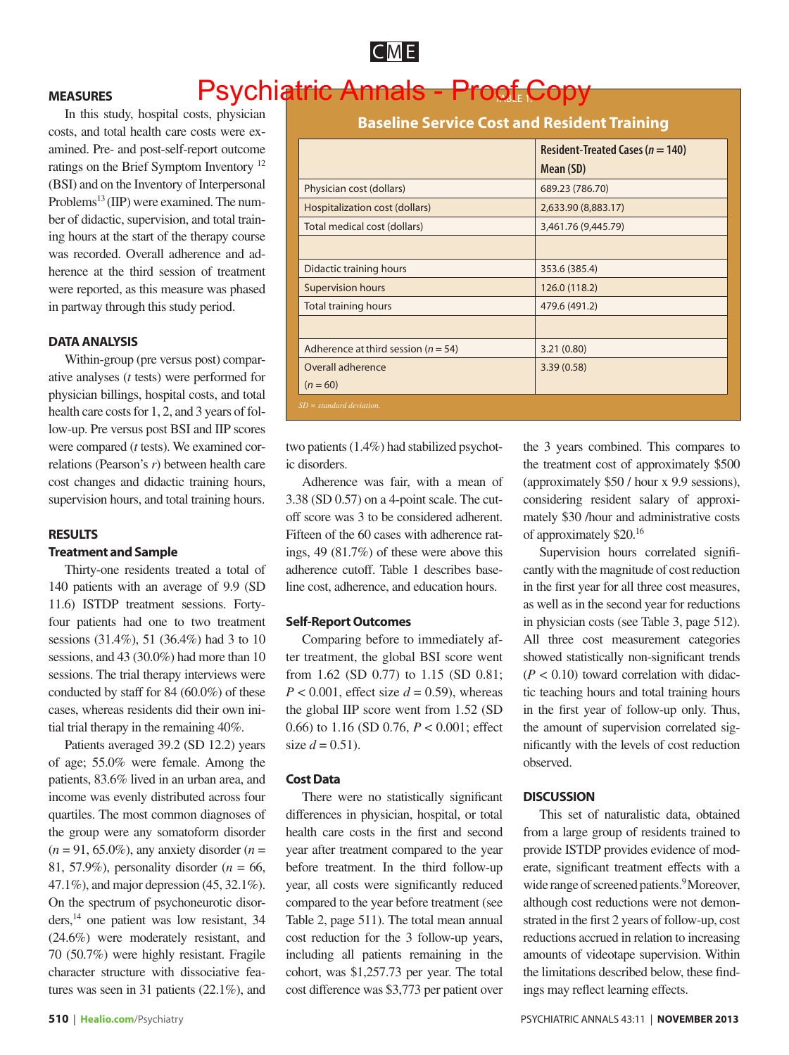## MEASURES

In this study, hospital costs, physician costs, and total health care costs were examined. Pre- and post-self-report outcome ratings on the Brief Symptom Inventory[12] (BSI) and on the Inventory of Interpersonal Problems[13] (IIP) were examined. The number of didactic, supervision, and total training hours at the start of the therapy course was recorded. Overall adherence and adherence at the third session of treatment were reported, as this measure was phased in partway through this study period.

## DATA ANALYSIS

Within-group (pre versus post) comparative analyses (*t* tests) were performed for physician billings, hospital costs, and total health care costs for 1, 2, and 3 years of follow-up. Pre versus post BSI and IIP scores were compared (*t* tests). We examined correlations (Pearson's *r*) between health care cost changes and didactic training hours, supervision hours, and total training hours.

## RESULTS

### Treatment and Sample

Thirty-one residents treated a total of 140 patients with an average of 9.9 (SD 11.6) ISTDP treatment sessions. Forty-four patients had one to two treatment sessions (31.4%), 51 (36.4%) had 3 to 10 sessions, and 43 (30.0%) had more than 10 sessions. The trial therapy interviews were conducted by staff for 84 (60.0%) of these cases, whereas residents did their own initial trial therapy in the remaining 40%.

Patients averaged 39.2 (SD 12.2) years of age; 55.0% were female. Among the patients, 83.6% lived in an urban area, and income was evenly distributed across four quartiles. The most common diagnoses of the group were any somatoform disorder ($n$ = 91, 65.0%), any anxiety disorder ($n$ = 81, 57.9%), personality disorder ($n$ = 66, 47.1%), and major depression (45, 32.1%). On the spectrum of psychoneurotic disorders,[14] one patient was low resistant, 34 (24.6%) were moderately resistant, and 70 (50.7%) were highly resistant. Fragile character structure with dissociative features was seen in 31 patients (22.1%), and two patients (1.4%) had stabilized psychotic disorders.

Adherence was fair, with a mean of 3.38 (SD 0.57) on a 4-point scale. The cutoff score was 3 to be considered adherent. Fifteen of the 60 cases with adherence ratings, 49 (81.7%) of these were above this adherence cutoff. Table 1 describes baseline cost, adherence, and education hours.

TABLE 1.

**Baseline Service Cost and Resident Training**

| | Resident-Treated Cases ($n$ = 140) Mean (SD) |
|---|---|
| Physician cost (dollars) | 689.23 (786.70) |
| Hospitalization cost (dollars) | 2,633.90 (8,883.17) |
| Total medical cost (dollars) | 3,461.76 (9,445.79) |
| | |
| Didactic training hours | 353.6 (385.4) |
| Supervision hours | 126.0 (118.2) |
| Total training hours | 479.6 (491.2) |
| | |
| Adherence at third session ($n$ = 54) | 3.21 (0.80) |
| Overall adherence ($n$ = 60) | 3.39 (0.58) |

*SD = standard deviation.*

### Self-Report Outcomes

Comparing before to immediately after treatment, the global BSI score went from 1.62 (SD 0.77) to 1.15 (SD 0.81; $P < 0.001$, effect size $d = 0.59$), whereas the global IIP score went from 1.52 (SD 0.66) to 1.16 (SD 0.76, $P < 0.001$; effect size $d = 0.51$).

### Cost Data

There were no statistically significant differences in physician, hospital, or total health care costs in the first and second year after treatment compared to the year before treatment. In the third follow-up year, all costs were significantly reduced compared to the year before treatment (see Table 2, page 511). The total mean annual cost reduction for the 3 follow-up years, including all patients remaining in the cohort, was $1,257.73 per year. The total cost difference was $3,773 per patient over the 3 years combined. This compares to the treatment cost of approximately $500 (approximately $50 / hour x 9.9 sessions), considering resident salary of approximately $30 /hour and administrative costs of approximately $20.[16]

Supervision hours correlated significantly with the magnitude of cost reduction in the first year for all three cost measures, as well as in the second year for reductions in physician costs (see Table 3, page 512). All three cost measurement categories showed statistically non-significant trends ($P < 0.10$) toward correlation with didactic teaching hours and total training hours in the first year of follow-up only. Thus, the amount of supervision correlated significantly with the levels of cost reduction observed.

## DISCUSSION

This set of naturalistic data, obtained from a large group of residents trained to provide ISTDP provides evidence of moderate, significant treatment effects with a wide range of screened patients.[9] Moreover, although cost reductions were not demonstrated in the first 2 years of follow-up, cost reductions accrued in relation to increasing amounts of videotape supervision. Within the limitations described below, these findings may reflect learning effects.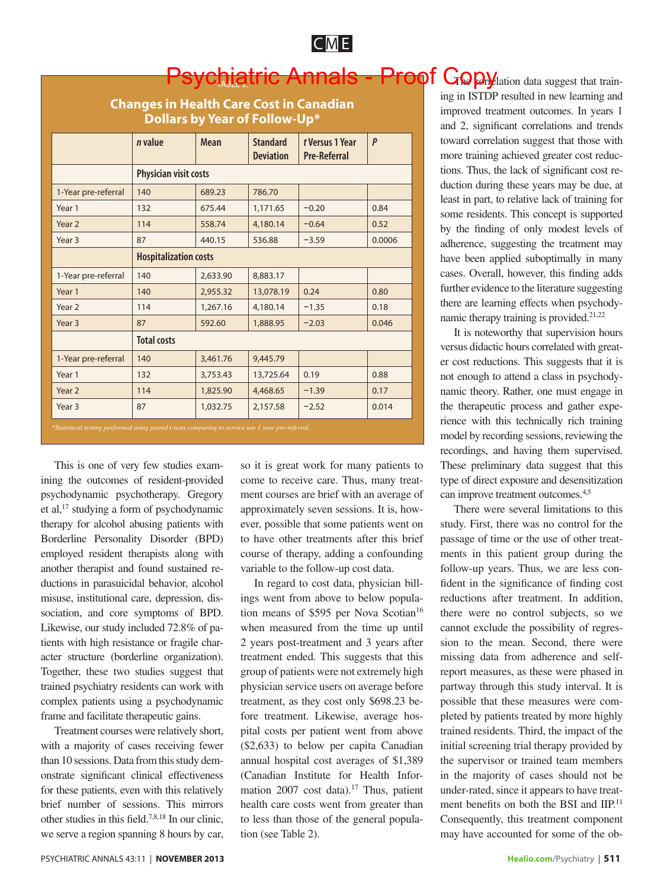TABLE 2.

**Changes in Health Care Cost in Canadian Dollars by Year of Follow-Up***

| | *n* value | Mean | Standard Deviation | *t* Versus 1 Year Pre-Referral | *P* |
|---|---|---|---|---|---|
| | **Physician visit costs** | | | | |
| 1-Year pre-referral | 140 | 689.23 | 786.70 | | |
| Year 1 | 132 | 675.44 | 1,171.65 | −0.20 | 0.84 |
| Year 2 | 114 | 558.74 | 4,180.14 | −0.64 | 0.52 |
| Year 3 | 87 | 440.15 | 536.88 | −3.59 | 0.0006 |
| | **Hospitalization costs** | | | | |
| 1-Year pre-referral | 140 | 2,633.90 | 8,883.17 | | |
| Year 1 | 140 | 2,955.32 | 13,078.19 | 0.24 | 0.80 |
| Year 2 | 114 | 1,267.16 | 4,180.14 | −1.35 | 0.18 |
| Year 3 | 87 | 592.60 | 1,888.95 | −2.03 | 0.046 |
| | **Total costs** | | | | |
| 1-Year pre-referral | 140 | 3,461.76 | 9,445.79 | | |
| Year 1 | 132 | 3,753.43 | 13,725.64 | 0.19 | 0.88 |
| Year 2 | 114 | 1,825.90 | 4,468.65 | −1.39 | 0.17 |
| Year 3 | 87 | 1,032.75 | 2,157.58 | −2.52 | 0.014 |

*\*Statistical testing performed using paired t-tests comparing to service use 1 year pre-referral.*

This is one of very few studies examining the outcomes of resident-provided psychodynamic psychotherapy. Gregory et al,[17] studying a form of psychodynamic therapy for alcohol abusing patients with Borderline Personality Disorder (BPD) employed resident therapists along with another therapist and found sustained reductions in parasuicidal behavior, alcohol misuse, institutional care, depression, dissociation, and core symptoms of BPD. Likewise, our study included 72.8% of patients with high resistance or fragile character structure (borderline organization). Together, these two studies suggest that trained psychiatry residents can work with complex patients using a psychodynamic frame and facilitate therapeutic gains.

Treatment courses were relatively short, with a majority of cases receiving fewer than 10 sessions. Data from this study demonstrate significant clinical effectiveness for these patients, even with this relatively brief number of sessions. This mirrors other studies in this field.[7,8,18] In our clinic, we serve a region spanning 8 hours by car, so it is great work for many patients to come to receive care. Thus, many treatment courses are brief with an average of approximately seven sessions. It is, however, possible that some patients went on to have other treatments after this brief course of therapy, adding a confounding variable to the follow-up cost data.

In regard to cost data, physician billings went from above to below population means of $595 per Nova Scotian[16] when measured from the time up until 2 years post-treatment and 3 years after treatment ended. This suggests that this group of patients were not extremely high physician service users on average before treatment, as they cost only $698.23 before treatment. Likewise, average hospital costs per patient went from above ($2,633) to below per capita Canadian annual hospital cost averages of $1,389 (Canadian Institute for Health Information 2007 cost data).[17] Thus, patient health care costs went from greater than to less than those of the general population (see Table 2).

The correlation data suggest that training in ISTDP resulted in new learning and improved treatment outcomes. In years 1 and 2, significant correlations and trends toward correlation suggest that those with more training achieved greater cost reductions. Thus, the lack of significant cost reduction during these years may be due, at least in part, to relative lack of training for some residents. This concept is supported by the finding of only modest levels of adherence, suggesting the treatment may have been applied suboptimally in many cases. Overall, however, this finding adds further evidence to the literature suggesting there are learning effects when psychodynamic therapy training is provided.[21,22]

It is noteworthy that supervision hours versus didactic hours correlated with greater cost reductions. This suggests that it is not enough to attend a class in psychodynamic theory. Rather, one must engage in the therapeutic process and gather experience with this technically rich training model by recording sessions, reviewing the recordings, and having them supervised. These preliminary data suggest that this type of direct exposure and desensitization can improve treatment outcomes.[4,5]

There were several limitations to this study. First, there was no control for the passage of time or the use of other treatments in this patient group during the follow-up years. Thus, we are less confident in the significance of finding cost reductions after treatment. In addition, there were no control subjects, so we cannot exclude the possibility of regression to the mean. Second, there were missing data from adherence and self-report measures, as these were phased in partway through this study interval. It is possible that these measures were completed by patients treated by more highly trained residents. Third, the impact of the initial screening trial therapy provided by the supervisor or trained team members in the majority of cases should not be under-rated, since it appears to have treatment benefits on both the BSI and IIP.[11] Consequently, this treatment component may have accounted for some of the ob-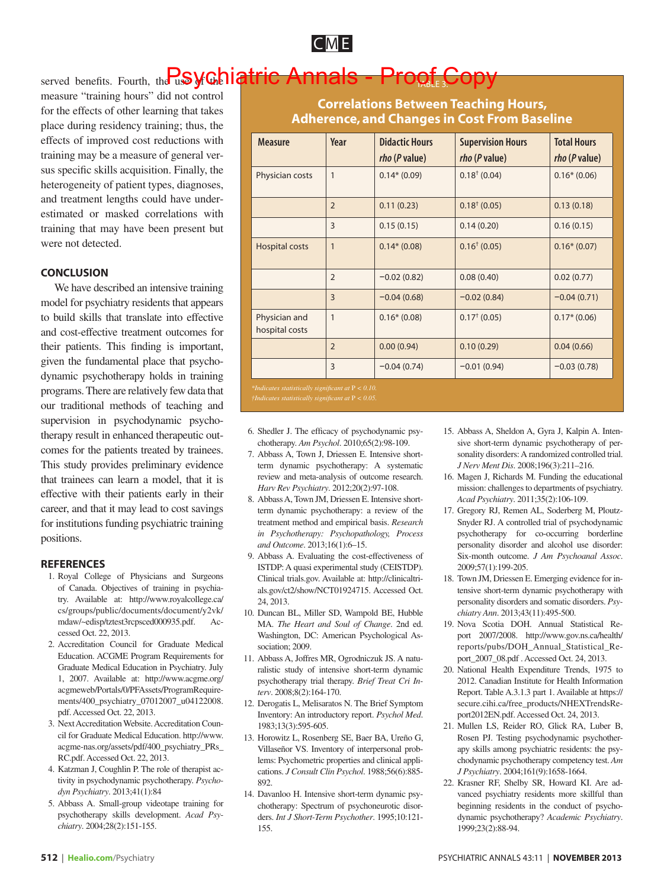served benefits. Fourth, the use of the measure "training hours" did not control for the effects of other learning that takes place during residency training; thus, the effects of improved cost reductions with training may be a measure of general versus specific skills acquisition. Finally, the heterogeneity of patient types, diagnoses, and treatment lengths could have underestimated or masked correlations with training that may have been present but were not detected.

## CONCLUSION

We have described an intensive training model for psychiatry residents that appears to build skills that translate into effective and cost-effective treatment outcomes for their patients. This finding is important, given the fundamental place that psychodynamic psychotherapy holds in training programs. There are relatively few data that our traditional methods of teaching and supervision in psychodynamic psychotherapy result in enhanced therapeutic outcomes for the patients treated by trainees. This study provides preliminary evidence that trainees can learn a model, that it is effective with their patients early in their career, and that it may lead to cost savings for institutions funding psychiatric training positions.

TABLE 3.

**Correlations Between Teaching Hours, Adherence, and Changes in Cost From Baseline**

| Measure | Year | Didactic Hours *rho* (*P* value) | Supervision Hours *rho* (*P* value) | Total Hours *rho* (*P* value) |
|---|---|---|---|---|
| Physician costs | 1 | 0.14* (0.09) | 0.18† (0.04) | 0.16* (0.06) |
| | 2 | 0.11 (0.23) | 0.18† (0.05) | 0.13 (0.18) |
| | 3 | 0.15 (0.15) | 0.14 (0.20) | 0.16 (0.15) |
| Hospital costs | 1 | 0.14* (0.08) | 0.16† (0.05) | 0.16* (0.07) |
| | 2 | −0.02 (0.82) | 0.08 (0.40) | 0.02 (0.77) |
| | 3 | −0.04 (0.68) | −0.02 (0.84) | −0.04 (0.71) |
| Physician and hospital costs | 1 | 0.16* (0.08) | 0.17† (0.05) | 0.17* (0.06) |
| | 2 | 0.00 (0.94) | 0.10 (0.29) | 0.04 (0.66) |
| | 3 | −0.04 (0.74) | −0.01 (0.94) | −0.03 (0.78) |

*Indicates statistically significant at $P < 0.10$.
†Indicates statistically significant at $P < 0.05$.

## REFERENCES

1. Royal College of Physicians and Surgeons of Canada. Objectives of training in psychiatry. Available at: http://www.royalcollege.ca/cs/groups/public/documents/document/y2vk/mdaw/~edisp/tztest3rcpsced000935.pdf. Accessed Oct. 22, 2013.
2. Accreditation Council for Graduate Medical Education. ACGME Program Requirements for Graduate Medical Education in Psychiatry. July 1, 2007. Available at: http://www.acgme.org/acgmeweb/Portals/0/PFAssets/ProgramRequirements/400_psychiatry_07012007_u04122008.pdf. Accessed Oct. 22, 2013.
3. Next Accreditation Website. Accreditation Council for Graduate Medical Education. http://www.acgme-nas.org/assets/pdf/400_psychiatry_PRs_RC.pdf. Accessed Oct. 22, 2013.
4. Katzman J, Coughlin P. The role of therapist activity in psychodynamic psychotherapy. *Psychodyn Psychiatry*. 2013;41(1):84
5. Abbass A. Small-group videotape training for psychotherapy skills development. *Acad Psychiatry*. 2004;28(2):151-155.
6. Shedler J. The efficacy of psychodynamic psychotherapy. *Am Psychol*. 2010;65(2):98-109.
7. Abbass A, Town J, Driessen E. Intensive short-term dynamic psychotherapy: A systematic review and meta-analysis of outcome research. *Harv Rev Psychiatry*. 2012;20(2):97-108.
8. Abbass A, Town JM, Driessen E. Intensive short-term dynamic psychotherapy: a review of the treatment method and empirical basis. *Research in Psychotherapy: Psychopathology, Process and Outcome*. 2013;16(1):6–15.
9. Abbass A. Evaluating the cost-effectiveness of ISTDP: A quasi experimental study (CEISTDP). Clinical trials.gov. Available at: http://clinicaltrials.gov/ct2/show/NCT01924715. Accessed Oct. 24, 2013.
10. Duncan BL, Miller SD, Wampold BE, Hubble MA. *The Heart and Soul of Change*. 2nd ed. Washington, DC: American Psychological Association; 2009.
11. Abbass A, Joffres MR, Ogrodniczuk JS. A naturalistic study of intensive short-term dynamic psychotherapy trial therapy. *Brief Treat Cri Interv*. 2008;8(2):164-170.
12. Derogatis L, Melisaratos N. The Brief Symptom Inventory: An introductory report. *Psychol Med*. 1983;13(3):595-605.
13. Horowitz L, Rosenberg SE, Baer BA, Ureño G, Villaseñor VS. Inventory of interpersonal problems: Psychometric properties and clinical applications. *J Consult Clin Psychol*. 1988;56(6):885-892.
14. Davanloo H. Intensive short-term dynamic psychotherapy: Spectrum of psychoneurotic disorders. *Int J Short-Term Psychother*. 1995;10:121-155.
15. Abbass A, Sheldon A, Gyra J, Kalpin A. Intensive short-term dynamic psychotherapy of personality disorders: A randomized controlled trial. *J Nerv Ment Dis*. 2008;196(3):211–216.
16. Magen J, Richards M. Funding the educational mission: challenges to departments of psychiatry. *Acad Psychiatry*. 2011;35(2):106-109.
17. Gregory RJ, Remen AL, Soderberg M, Ploutz-Snyder RJ. A controlled trial of psychodynamic psychotherapy for co-occurring borderline personality disorder and alcohol use disorder: Six-month outcome. *J Am Psychoanal Assoc*. 2009;57(1):199-205.
18. Town JM, Driessen E. Emerging evidence for intensive short-term dynamic psychotherapy with personality disorders and somatic disorders. *Psychiatry Ann*. 2013;43(11):495-500.
19. Nova Scotia DOH. Annual Statistical Report 2007/2008. http://www.gov.ns.ca/health/reports/pubs/DOH_Annual_Statistical_Report_2007_08.pdf . Accessed Oct. 24, 2013.
20. National Health Expenditure Trends, 1975 to 2012. Canadian Institute for Health Information Report. Table A.3.1.3 part 1. Available at https://secure.cihi.ca/free_products/NHEXTrendsReport2012EN.pdf. Accessed Oct. 24, 2013.
21. Mullen LS, Reider RO, Glick RA, Luber B, Rosen PJ. Testing psychodynamic psychotherapy skills among psychiatric residents: the psychodynamic psychotherapy competency test. *Am J Psychiatry*. 2004;161(9):1658-1664.
22. Krasner RF, Shelby SR, Howard KI. Are advanced psychiatry residents more skillful than beginning residents in the conduct of psychodynamic psychotherapy? *Academic Psychiatry*. 1999;23(2):88-94.